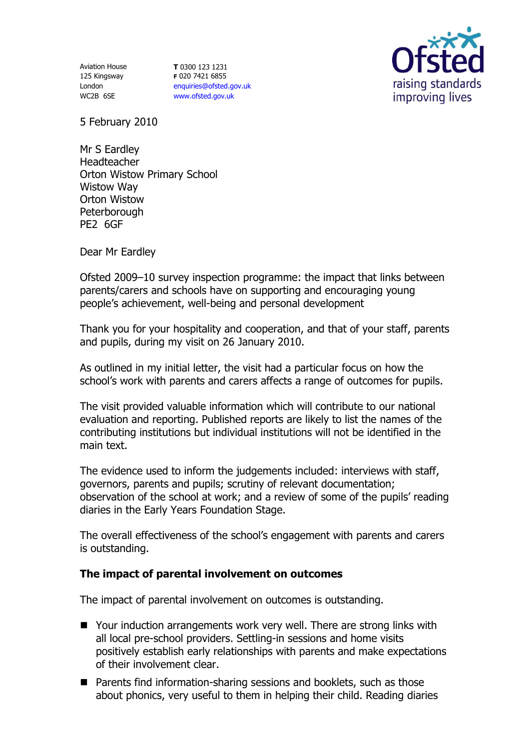Aviation House
125 Kingsway
London
WC2B 6SE

**T** 0300 123 1231
**F** 020 7421 6855
enquiries@ofsted.gov.uk
www.ofsted.gov.uk

Ofsted
raising standards
improving lives

5 February 2010

Mr S Eardley
Headteacher
Orton Wistow Primary School
Wistow Way
Orton Wistow
Peterborough
PE2 6GF

Dear Mr Eardley

Ofsted 2009–10 survey inspection programme: the impact that links between parents/carers and schools have on supporting and encouraging young people's achievement, well-being and personal development

Thank you for your hospitality and cooperation, and that of your staff, parents and pupils, during my visit on 26 January 2010.

As outlined in my initial letter, the visit had a particular focus on how the school's work with parents and carers affects a range of outcomes for pupils.

The visit provided valuable information which will contribute to our national evaluation and reporting. Published reports are likely to list the names of the contributing institutions but individual institutions will not be identified in the main text.

The evidence used to inform the judgements included: interviews with staff, governors, parents and pupils; scrutiny of relevant documentation; observation of the school at work; and a review of some of the pupils' reading diaries in the Early Years Foundation Stage.

The overall effectiveness of the school's engagement with parents and carers is outstanding.

**The impact of parental involvement on outcomes**

The impact of parental involvement on outcomes is outstanding.

- Your induction arrangements work very well. There are strong links with all local pre-school providers. Settling-in sessions and home visits positively establish early relationships with parents and make expectations of their involvement clear.
- Parents find information-sharing sessions and booklets, such as those about phonics, very useful to them in helping their child. Reading diaries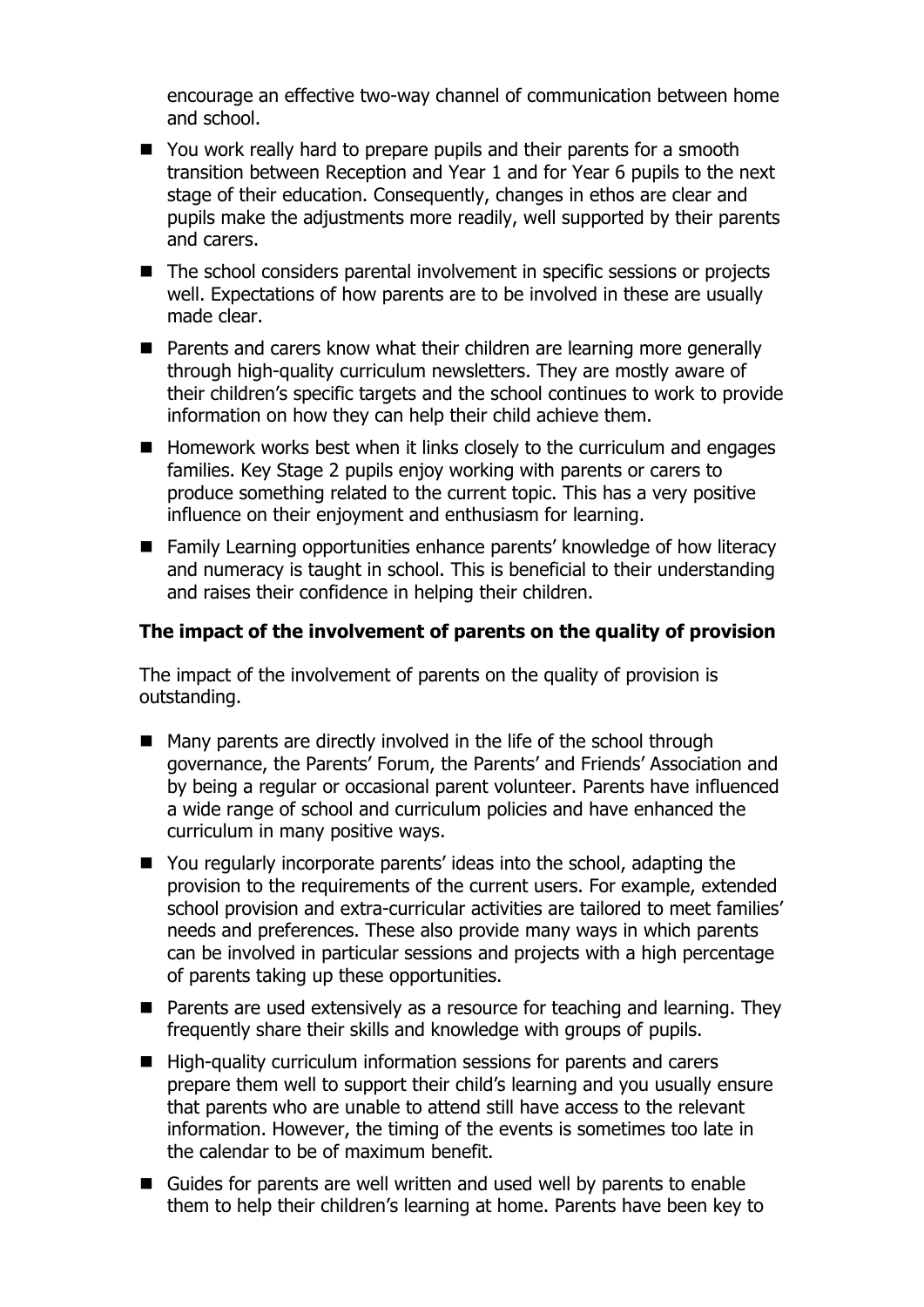encourage an effective two-way channel of communication between home and school.

- You work really hard to prepare pupils and their parents for a smooth transition between Reception and Year 1 and for Year 6 pupils to the next stage of their education. Consequently, changes in ethos are clear and pupils make the adjustments more readily, well supported by their parents and carers.
- The school considers parental involvement in specific sessions or projects well. Expectations of how parents are to be involved in these are usually made clear.
- Parents and carers know what their children are learning more generally through high-quality curriculum newsletters. They are mostly aware of their children's specific targets and the school continues to work to provide information on how they can help their child achieve them.
- Homework works best when it links closely to the curriculum and engages families. Key Stage 2 pupils enjoy working with parents or carers to produce something related to the current topic. This has a very positive influence on their enjoyment and enthusiasm for learning.
- Family Learning opportunities enhance parents' knowledge of how literacy and numeracy is taught in school. This is beneficial to their understanding and raises their confidence in helping their children.

**The impact of the involvement of parents on the quality of provision**

The impact of the involvement of parents on the quality of provision is outstanding.

- Many parents are directly involved in the life of the school through governance, the Parents' Forum, the Parents' and Friends' Association and by being a regular or occasional parent volunteer. Parents have influenced a wide range of school and curriculum policies and have enhanced the curriculum in many positive ways.
- You regularly incorporate parents' ideas into the school, adapting the provision to the requirements of the current users. For example, extended school provision and extra-curricular activities are tailored to meet families' needs and preferences. These also provide many ways in which parents can be involved in particular sessions and projects with a high percentage of parents taking up these opportunities.
- Parents are used extensively as a resource for teaching and learning. They frequently share their skills and knowledge with groups of pupils.
- High-quality curriculum information sessions for parents and carers prepare them well to support their child's learning and you usually ensure that parents who are unable to attend still have access to the relevant information. However, the timing of the events is sometimes too late in the calendar to be of maximum benefit.
- Guides for parents are well written and used well by parents to enable them to help their children's learning at home. Parents have been key to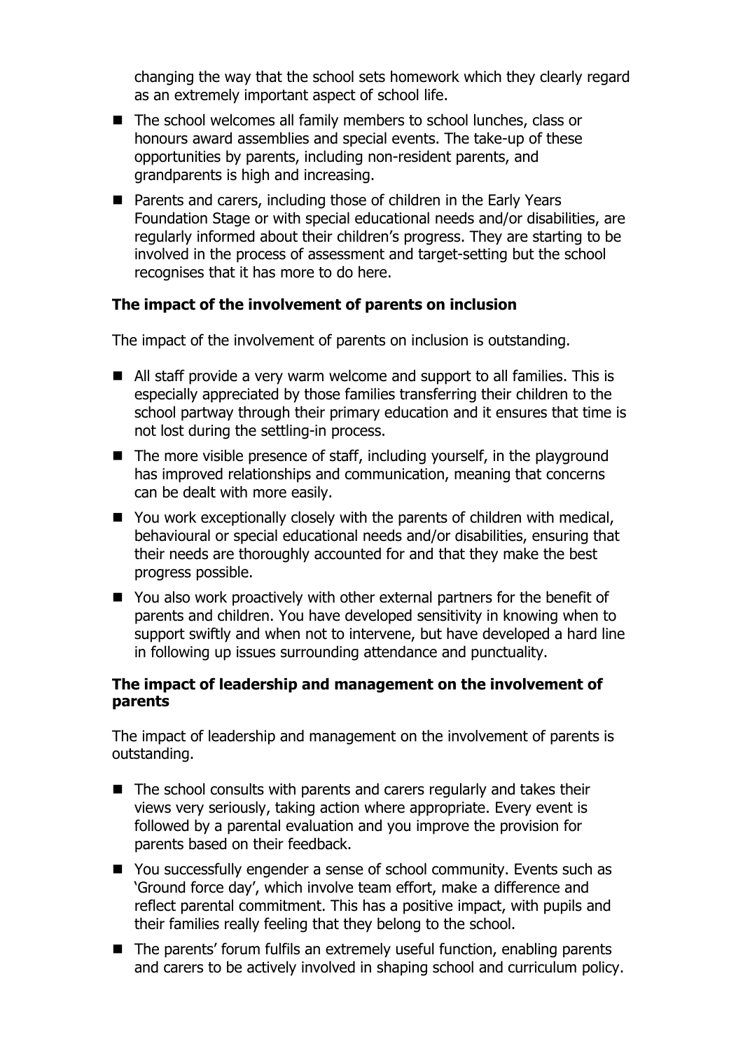changing the way that the school sets homework which they clearly regard as an extremely important aspect of school life.

- The school welcomes all family members to school lunches, class or honours award assemblies and special events. The take-up of these opportunities by parents, including non-resident parents, and grandparents is high and increasing.
- Parents and carers, including those of children in the Early Years Foundation Stage or with special educational needs and/or disabilities, are regularly informed about their children's progress. They are starting to be involved in the process of assessment and target-setting but the school recognises that it has more to do here.

**The impact of the involvement of parents on inclusion**

The impact of the involvement of parents on inclusion is outstanding.

- All staff provide a very warm welcome and support to all families. This is especially appreciated by those families transferring their children to the school partway through their primary education and it ensures that time is not lost during the settling-in process.
- The more visible presence of staff, including yourself, in the playground has improved relationships and communication, meaning that concerns can be dealt with more easily.
- You work exceptionally closely with the parents of children with medical, behavioural or special educational needs and/or disabilities, ensuring that their needs are thoroughly accounted for and that they make the best progress possible.
- You also work proactively with other external partners for the benefit of parents and children. You have developed sensitivity in knowing when to support swiftly and when not to intervene, but have developed a hard line in following up issues surrounding attendance and punctuality.

**The impact of leadership and management on the involvement of parents**

The impact of leadership and management on the involvement of parents is outstanding.

- The school consults with parents and carers regularly and takes their views very seriously, taking action where appropriate. Every event is followed by a parental evaluation and you improve the provision for parents based on their feedback.
- You successfully engender a sense of school community. Events such as 'Ground force day', which involve team effort, make a difference and reflect parental commitment. This has a positive impact, with pupils and their families really feeling that they belong to the school.
- The parents' forum fulfils an extremely useful function, enabling parents and carers to be actively involved in shaping school and curriculum policy.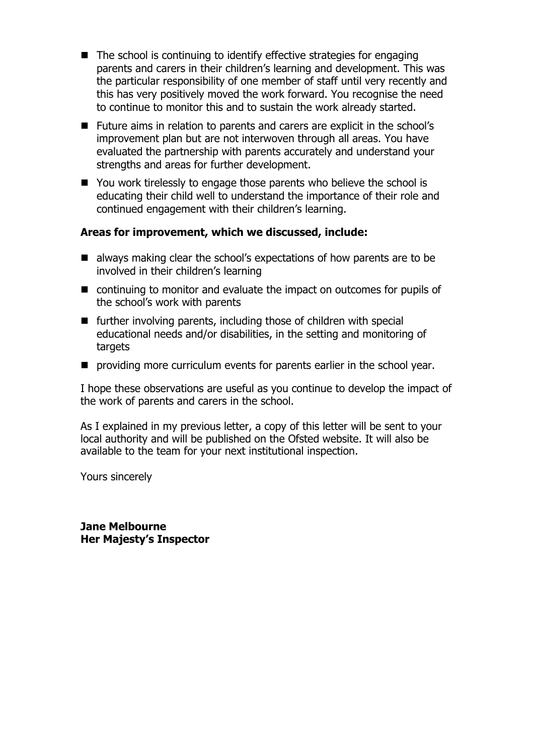- The school is continuing to identify effective strategies for engaging parents and carers in their children's learning and development. This was the particular responsibility of one member of staff until very recently and this has very positively moved the work forward. You recognise the need to continue to monitor this and to sustain the work already started.
- Future aims in relation to parents and carers are explicit in the school's improvement plan but are not interwoven through all areas. You have evaluated the partnership with parents accurately and understand your strengths and areas for further development.
- You work tirelessly to engage those parents who believe the school is educating their child well to understand the importance of their role and continued engagement with their children's learning.

**Areas for improvement, which we discussed, include:**

- always making clear the school's expectations of how parents are to be involved in their children's learning
- continuing to monitor and evaluate the impact on outcomes for pupils of the school's work with parents
- further involving parents, including those of children with special educational needs and/or disabilities, in the setting and monitoring of targets
- providing more curriculum events for parents earlier in the school year.

I hope these observations are useful as you continue to develop the impact of the work of parents and carers in the school.

As I explained in my previous letter, a copy of this letter will be sent to your local authority and will be published on the Ofsted website. It will also be available to the team for your next institutional inspection.

Yours sincerely

**Jane Melbourne**
**Her Majesty's Inspector**